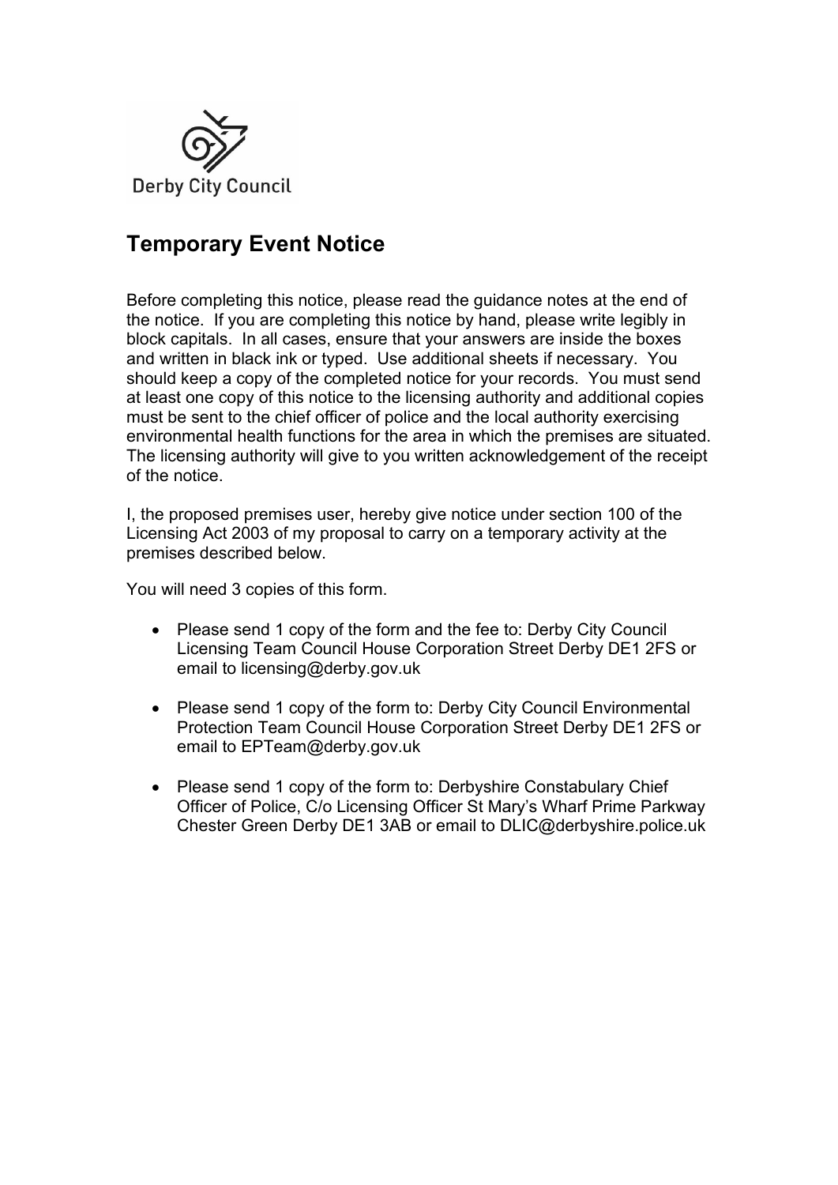Derby City Council

# Temporary Event Notice

Before completing this notice, please read the guidance notes at the end of the notice. If you are completing this notice by hand, please write legibly in block capitals. In all cases, ensure that your answers are inside the boxes and written in black ink or typed. Use additional sheets if necessary. You should keep a copy of the completed notice for your records. You must send at least one copy of this notice to the licensing authority and additional copies must be sent to the chief officer of police and the local authority exercising environmental health functions for the area in which the premises are situated. The licensing authority will give to you written acknowledgement of the receipt of the notice.

I, the proposed premises user, hereby give notice under section 100 of the Licensing Act 2003 of my proposal to carry on a temporary activity at the premises described below.

You will need 3 copies of this form.

- Please send 1 copy of the form and the fee to: Derby City Council Licensing Team Council House Corporation Street Derby DE1 2FS or email to licensing@derby.gov.uk
- Please send 1 copy of the form to: Derby City Council Environmental Protection Team Council House Corporation Street Derby DE1 2FS or email to EPTeam@derby.gov.uk
- Please send 1 copy of the form to: Derbyshire Constabulary Chief Officer of Police, C/o Licensing Officer St Mary's Wharf Prime Parkway Chester Green Derby DE1 3AB or email to DLIC@derbyshire.police.uk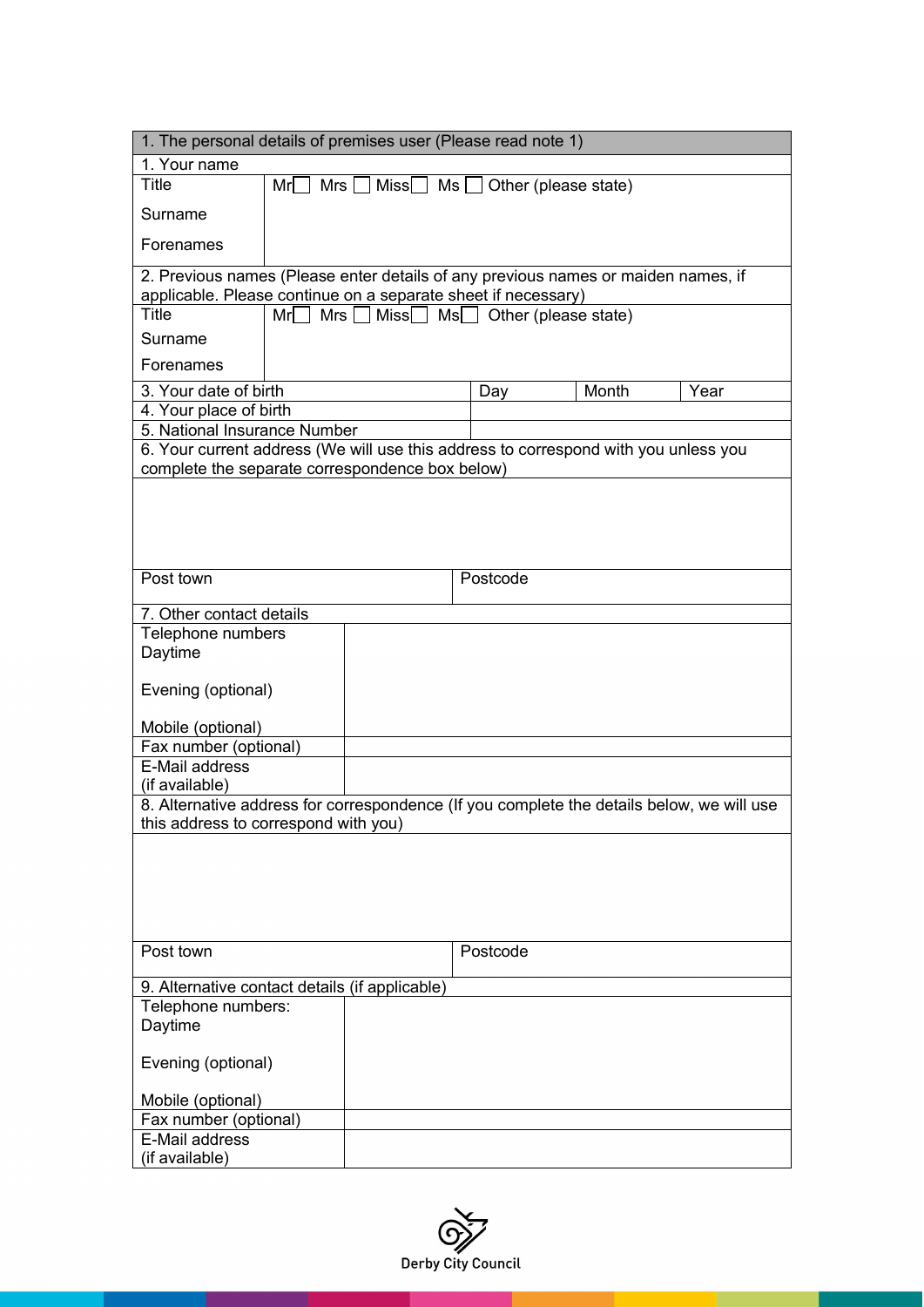| 1. The personal details of premises user (Please read note 1) | | | | |
|---|---|---|---|---|
| 1. Your name | | | | |
| Title | Mr ☐ Mrs ☐ Miss ☐ Ms ☐ Other (please state) | | | |
| Surname | | | | |
| Forenames | | | | |
| 2. Previous names (Please enter details of any previous names or maiden names, if applicable. Please continue on a separate sheet if necessary) | | | | |
| Title | Mr ☐ Mrs ☐ Miss ☐ Ms ☐ Other (please state) | | | |
| Surname | | | | |
| Forenames | | | | |
| 3. Your date of birth | | Day | Month | Year |
| 4. Your place of birth | | | | |
| 5. National Insurance Number | | | | |
| 6. Your current address (We will use this address to correspond with you unless you complete the separate correspondence box below) | | | | |
| | | | | |
| Post town | | Postcode | | |
| 7. Other contact details | | | | |
| Telephone numbers<br>Daytime<br><br>Evening (optional)<br><br>Mobile (optional) | | | | |
| Fax number (optional) | | | | |
| E-Mail address (if available) | | | | |
| 8. Alternative address for correspondence (If you complete the details below, we will use this address to correspond with you) | | | | |
| | | | | |
| Post town | | Postcode | | |
| 9. Alternative contact details (if applicable) | | | | |
| Telephone numbers:<br>Daytime<br><br>Evening (optional)<br><br>Mobile (optional) | | | | |
| Fax number (optional) | | | | |
| E-Mail address (if available) | | | | |

Derby City Council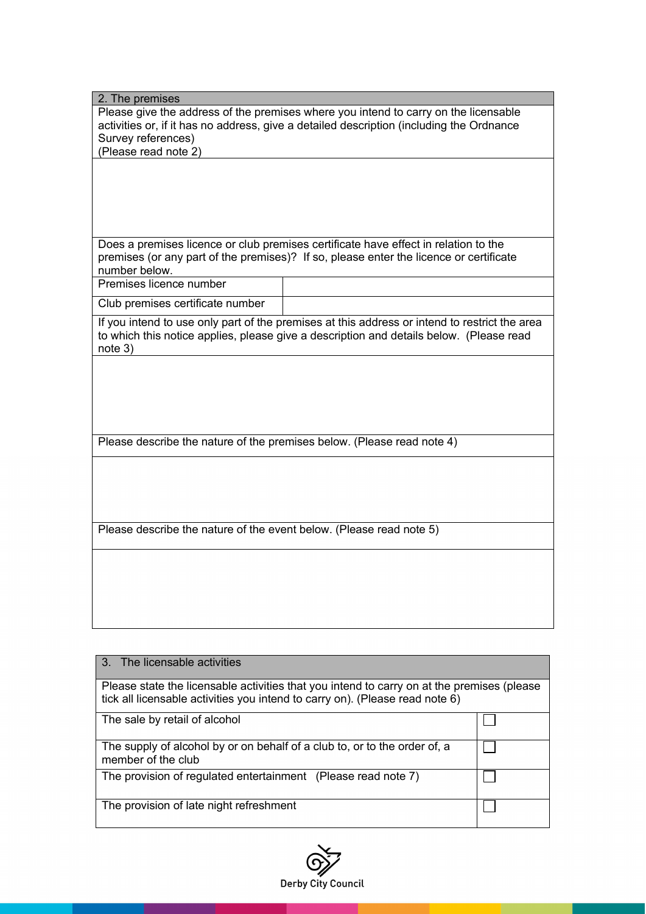## 2. The premises

Please give the address of the premises where you intend to carry on the licensable activities or, if it has no address, give a detailed description (including the Ordnance Survey references)
(Please read note 2)

Does a premises licence or club premises certificate have effect in relation to the premises (or any part of the premises)? If so, please enter the licence or certificate number below.

| Premises licence number | |
|---|---|
| Club premises certificate number | |

If you intend to use only part of the premises at this address or intend to restrict the area to which this notice applies, please give a description and details below. (Please read note 3)

Please describe the nature of the premises below. (Please read note 4)

Please describe the nature of the event below. (Please read note 5)

## 3. The licensable activities

Please state the licensable activities that you intend to carry on at the premises (please tick all licensable activities you intend to carry on). (Please read note 6)

| Activity | |
|---|---|
| The sale by retail of alcohol | ☐ |
| The supply of alcohol by or on behalf of a club to, or to the order of, a member of the club | ☐ |
| The provision of regulated entertainment (Please read note 7) | ☐ |
| The provision of late night refreshment | ☐ |

Derby City Council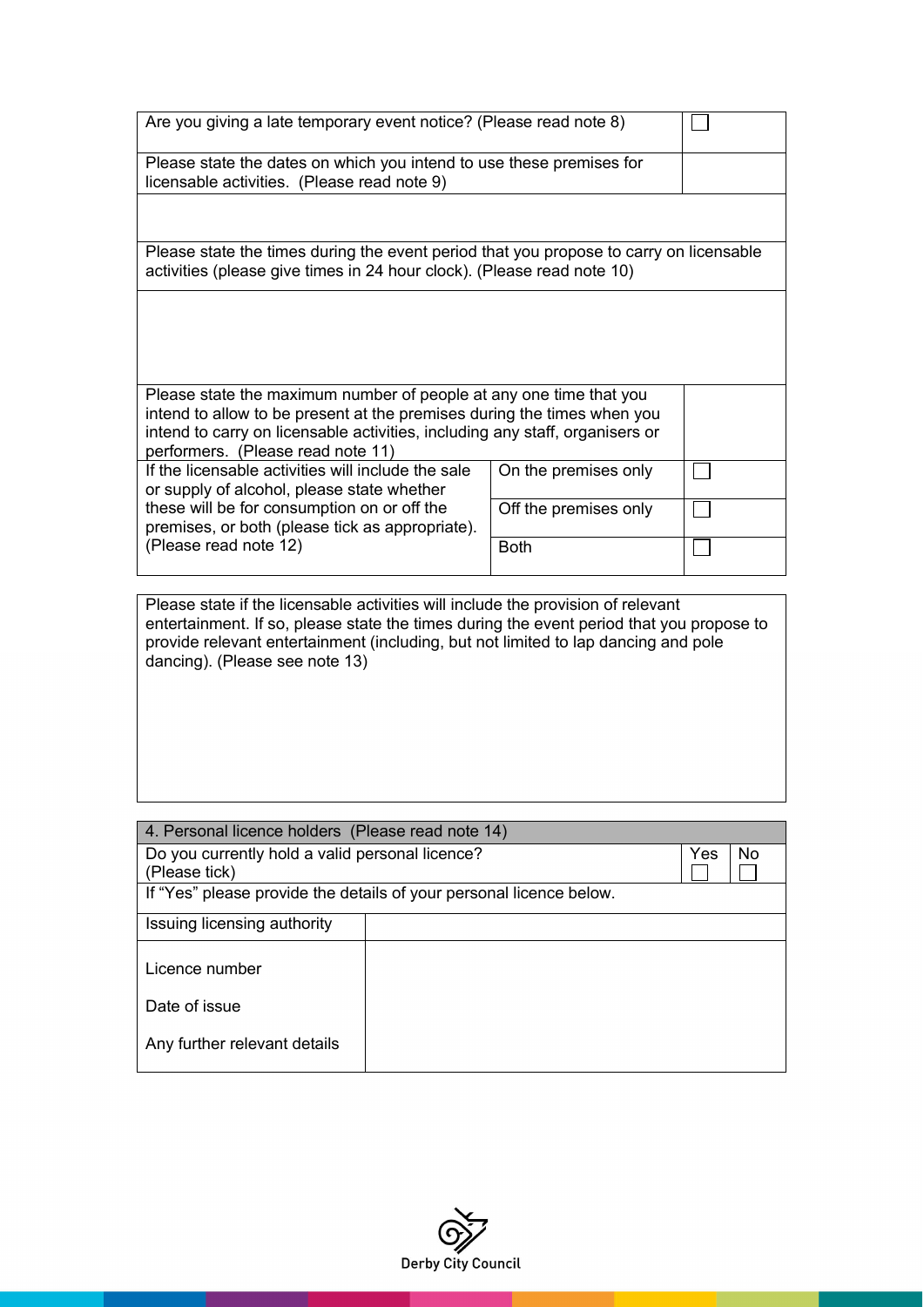| Are you giving a late temporary event notice? (Please read note 8) | ☐ |
|---|---|
| Please state the dates on which you intend to use these premises for licensable activities. (Please read note 9) | |
| | |

| Please state the times during the event period that you propose to carry on licensable activities (please give times in 24 hour clock). (Please read note 10) |
|---|
| |

| Please state the maximum number of people at any one time that you intend to allow to be present at the premises during the times when you intend to carry on licensable activities, including any staff, organisers or performers. (Please read note 11) | | |
|---|---|---|
| If the licensable activities will include the sale or supply of alcohol, please state whether these will be for consumption on or off the premises, or both (please tick as appropriate). (Please read note 12) | On the premises only | ☐ |
| | Off the premises only | ☐ |
| | Both | ☐ |

| Please state if the licensable activities will include the provision of relevant entertainment. If so, please state the times during the event period that you propose to provide relevant entertainment (including, but not limited to lap dancing and pole dancing). (Please see note 13) |
|---|
| |

| 4. Personal licence holders (Please read note 14) | | |
|---|---|---|
| Do you currently hold a valid personal licence? (Please tick) | Yes ☐ | No ☐ |
| If "Yes" please provide the details of your personal licence below. | | |

| Issuing licensing authority | |
|---|---|
| Licence number | |
| Date of issue | |
| Any further relevant details | |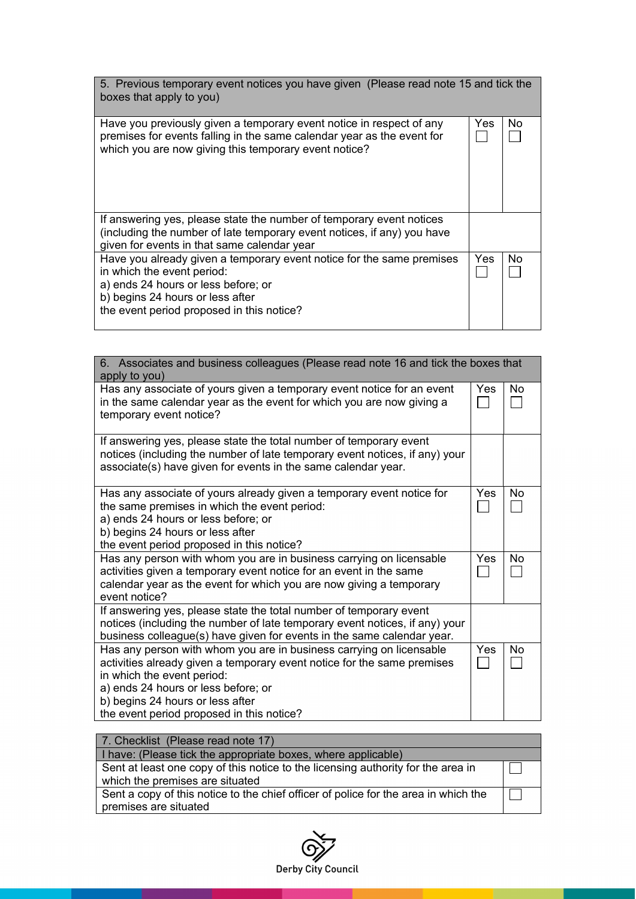| 5. Previous temporary event notices you have given (Please read note 15 and tick the boxes that apply to you) | | |
|---|---|---|
| Have you previously given a temporary event notice in respect of any premises for events falling in the same calendar year as the event for which you are now giving this temporary event notice? | Yes ☐ | No ☐ |
| If answering yes, please state the number of temporary event notices (including the number of late temporary event notices, if any) you have given for events in that same calendar year | | |
| Have you already given a temporary event notice for the same premises in which the event period:<br>a) ends 24 hours or less before; or<br>b) begins 24 hours or less after<br>the event period proposed in this notice? | Yes ☐ | No ☐ |

| 6. Associates and business colleagues (Please read note 16 and tick the boxes that apply to you) | | |
|---|---|---|
| Has any associate of yours given a temporary event notice for an event in the same calendar year as the event for which you are now giving a temporary event notice? | Yes ☐ | No ☐ |
| If answering yes, please state the total number of temporary event notices (including the number of late temporary event notices, if any) your associate(s) have given for events in the same calendar year. | | |
| Has any associate of yours already given a temporary event notice for the same premises in which the event period:<br>a) ends 24 hours or less before; or<br>b) begins 24 hours or less after<br>the event period proposed in this notice? | Yes ☐ | No ☐ |
| Has any person with whom you are in business carrying on licensable activities given a temporary event notice for an event in the same calendar year as the event for which you are now giving a temporary event notice? | Yes ☐ | No ☐ |
| If answering yes, please state the total number of temporary event notices (including the number of late temporary event notices, if any) your business colleague(s) have given for events in the same calendar year. | | |
| Has any person with whom you are in business carrying on licensable activities already given a temporary event notice for the same premises in which the event period:<br>a) ends 24 hours or less before; or<br>b) begins 24 hours or less after<br>the event period proposed in this notice? | Yes ☐ | No ☐ |

| 7. Checklist (Please read note 17) | |
|---|---|
| I have: (Please tick the appropriate boxes, where applicable) | |
| Sent at least one copy of this notice to the licensing authority for the area in which the premises are situated | ☐ |
| Sent a copy of this notice to the chief officer of police for the area in which the premises are situated | ☐ |

Derby City Council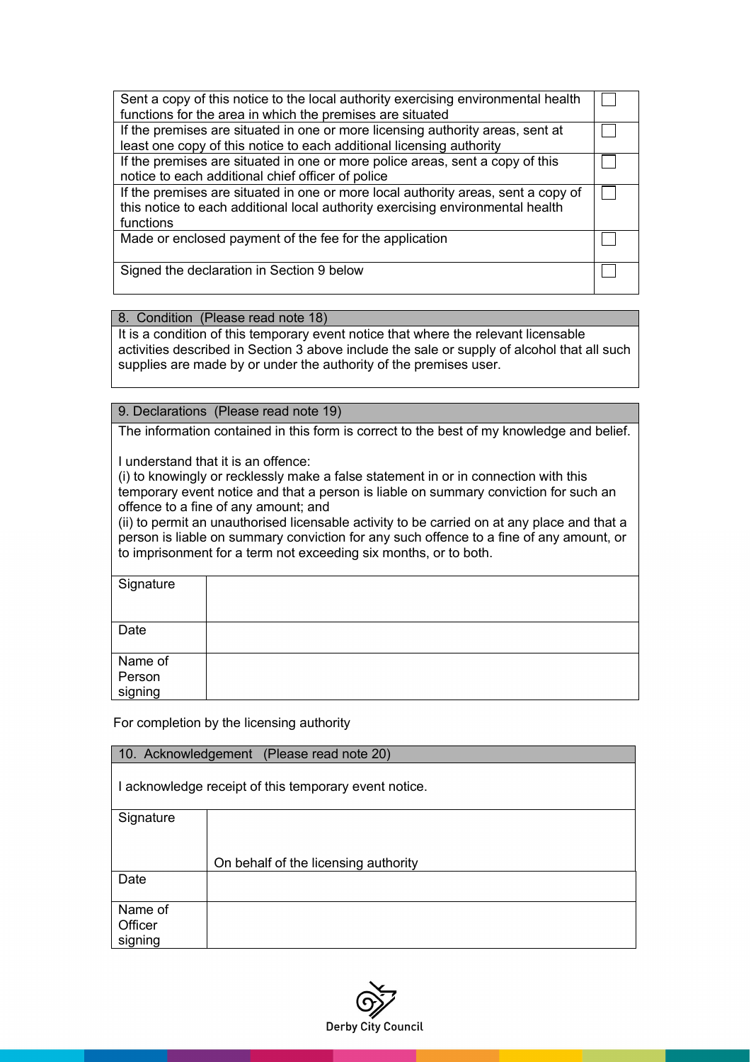| | |
|---|---|
| Sent a copy of this notice to the local authority exercising environmental health functions for the area in which the premises are situated | ☐ |
| If the premises are situated in one or more licensing authority areas, sent at least one copy of this notice to each additional licensing authority | ☐ |
| If the premises are situated in one or more police areas, sent a copy of this notice to each additional chief officer of police | ☐ |
| If the premises are situated in one or more local authority areas, sent a copy of this notice to each additional local authority exercising environmental health functions | ☐ |
| Made or enclosed payment of the fee for the application | ☐ |
| Signed the declaration in Section 9 below | ☐ |

## 8. Condition (Please read note 18)

It is a condition of this temporary event notice that where the relevant licensable activities described in Section 3 above include the sale or supply of alcohol that all such supplies are made by or under the authority of the premises user.

## 9. Declarations (Please read note 19)

The information contained in this form is correct to the best of my knowledge and belief.

I understand that it is an offence:

(i) to knowingly or recklessly make a false statement in or in connection with this temporary event notice and that a person is liable on summary conviction for such an offence to a fine of any amount; and

(ii) to permit an unauthorised licensable activity to be carried on at any place and that a person is liable on summary conviction for any such offence to a fine of any amount, or to imprisonment for a term not exceeding six months, or to both.

| | |
|---|---|
| Signature | |
| Date | |
| Name of Person signing | |

For completion by the licensing authority

## 10. Acknowledgement (Please read note 20)

I acknowledge receipt of this temporary event notice.

| | |
|---|---|
| Signature | On behalf of the licensing authority |
| Date | |
| Name of Officer signing | |

Derby City Council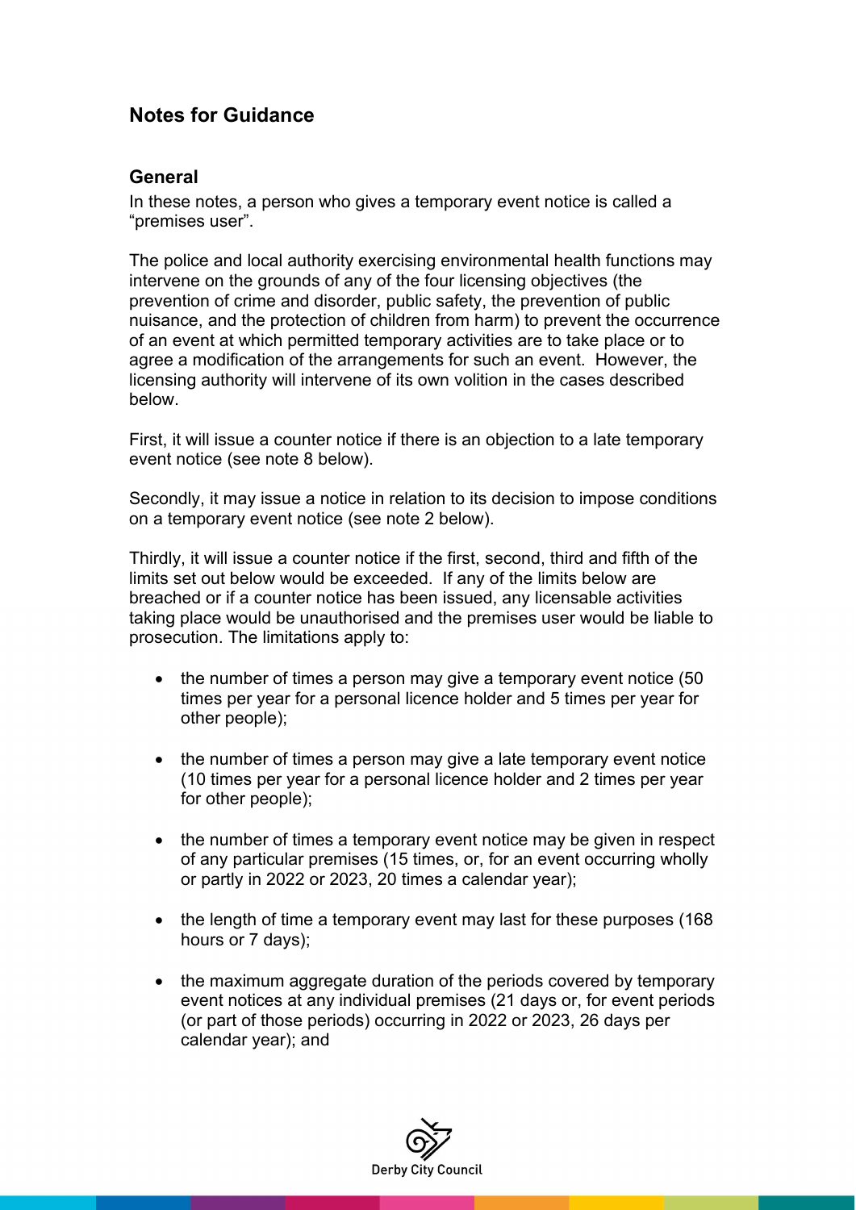## Notes for Guidance

### General

In these notes, a person who gives a temporary event notice is called a "premises user".

The police and local authority exercising environmental health functions may intervene on the grounds of any of the four licensing objectives (the prevention of crime and disorder, public safety, the prevention of public nuisance, and the protection of children from harm) to prevent the occurrence of an event at which permitted temporary activities are to take place or to agree a modification of the arrangements for such an event. However, the licensing authority will intervene of its own volition in the cases described below.

First, it will issue a counter notice if there is an objection to a late temporary event notice (see note 8 below).

Secondly, it may issue a notice in relation to its decision to impose conditions on a temporary event notice (see note 2 below).

Thirdly, it will issue a counter notice if the first, second, third and fifth of the limits set out below would be exceeded. If any of the limits below are breached or if a counter notice has been issued, any licensable activities taking place would be unauthorised and the premises user would be liable to prosecution. The limitations apply to:

- the number of times a person may give a temporary event notice (50 times per year for a personal licence holder and 5 times per year for other people);
- the number of times a person may give a late temporary event notice (10 times per year for a personal licence holder and 2 times per year for other people);
- the number of times a temporary event notice may be given in respect of any particular premises (15 times, or, for an event occurring wholly or partly in 2022 or 2023, 20 times a calendar year);
- the length of time a temporary event may last for these purposes (168 hours or 7 days);
- the maximum aggregate duration of the periods covered by temporary event notices at any individual premises (21 days or, for event periods (or part of those periods) occurring in 2022 or 2023, 26 days per calendar year); and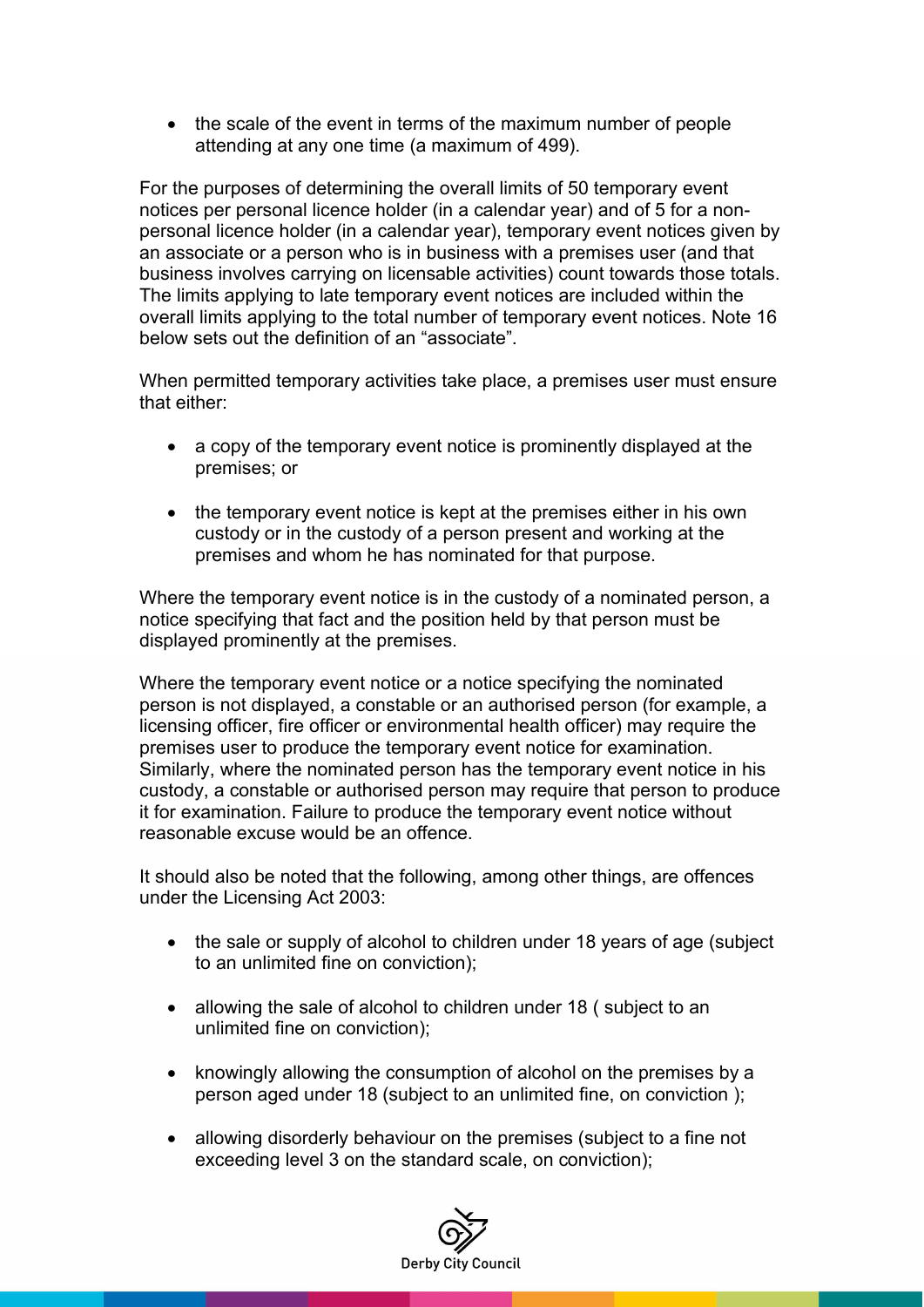- the scale of the event in terms of the maximum number of people attending at any one time (a maximum of 499).

For the purposes of determining the overall limits of 50 temporary event notices per personal licence holder (in a calendar year) and of 5 for a non-personal licence holder (in a calendar year), temporary event notices given by an associate or a person who is in business with a premises user (and that business involves carrying on licensable activities) count towards those totals. The limits applying to late temporary event notices are included within the overall limits applying to the total number of temporary event notices. Note 16 below sets out the definition of an "associate".

When permitted temporary activities take place, a premises user must ensure that either:

- a copy of the temporary event notice is prominently displayed at the premises; or
- the temporary event notice is kept at the premises either in his own custody or in the custody of a person present and working at the premises and whom he has nominated for that purpose.

Where the temporary event notice is in the custody of a nominated person, a notice specifying that fact and the position held by that person must be displayed prominently at the premises.

Where the temporary event notice or a notice specifying the nominated person is not displayed, a constable or an authorised person (for example, a licensing officer, fire officer or environmental health officer) may require the premises user to produce the temporary event notice for examination. Similarly, where the nominated person has the temporary event notice in his custody, a constable or authorised person may require that person to produce it for examination. Failure to produce the temporary event notice without reasonable excuse would be an offence.

It should also be noted that the following, among other things, are offences under the Licensing Act 2003:

- the sale or supply of alcohol to children under 18 years of age (subject to an unlimited fine on conviction);
- allowing the sale of alcohol to children under 18 ( subject to an unlimited fine on conviction);
- knowingly allowing the consumption of alcohol on the premises by a person aged under 18 (subject to an unlimited fine, on conviction );
- allowing disorderly behaviour on the premises (subject to a fine not exceeding level 3 on the standard scale, on conviction);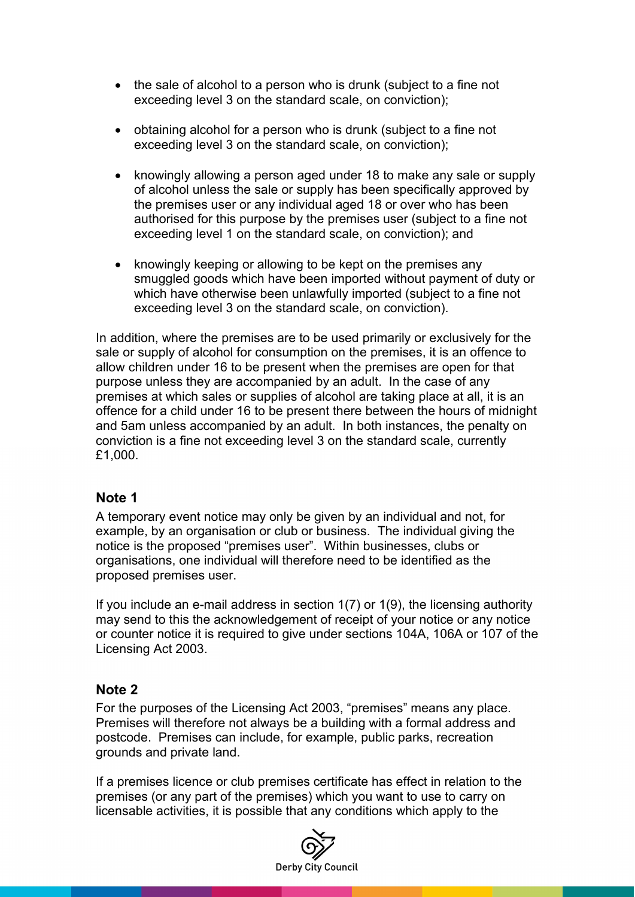- the sale of alcohol to a person who is drunk (subject to a fine not exceeding level 3 on the standard scale, on conviction);
- obtaining alcohol for a person who is drunk (subject to a fine not exceeding level 3 on the standard scale, on conviction);
- knowingly allowing a person aged under 18 to make any sale or supply of alcohol unless the sale or supply has been specifically approved by the premises user or any individual aged 18 or over who has been authorised for this purpose by the premises user (subject to a fine not exceeding level 1 on the standard scale, on conviction); and
- knowingly keeping or allowing to be kept on the premises any smuggled goods which have been imported without payment of duty or which have otherwise been unlawfully imported (subject to a fine not exceeding level 3 on the standard scale, on conviction).

In addition, where the premises are to be used primarily or exclusively for the sale or supply of alcohol for consumption on the premises, it is an offence to allow children under 16 to be present when the premises are open for that purpose unless they are accompanied by an adult. In the case of any premises at which sales or supplies of alcohol are taking place at all, it is an offence for a child under 16 to be present there between the hours of midnight and 5am unless accompanied by an adult. In both instances, the penalty on conviction is a fine not exceeding level 3 on the standard scale, currently £1,000.

### Note 1

A temporary event notice may only be given by an individual and not, for example, by an organisation or club or business. The individual giving the notice is the proposed "premises user". Within businesses, clubs or organisations, one individual will therefore need to be identified as the proposed premises user.

If you include an e-mail address in section 1(7) or 1(9), the licensing authority may send to this the acknowledgement of receipt of your notice or any notice or counter notice it is required to give under sections 104A, 106A or 107 of the Licensing Act 2003.

### Note 2

For the purposes of the Licensing Act 2003, "premises" means any place. Premises will therefore not always be a building with a formal address and postcode. Premises can include, for example, public parks, recreation grounds and private land.

If a premises licence or club premises certificate has effect in relation to the premises (or any part of the premises) which you want to use to carry on licensable activities, it is possible that any conditions which apply to the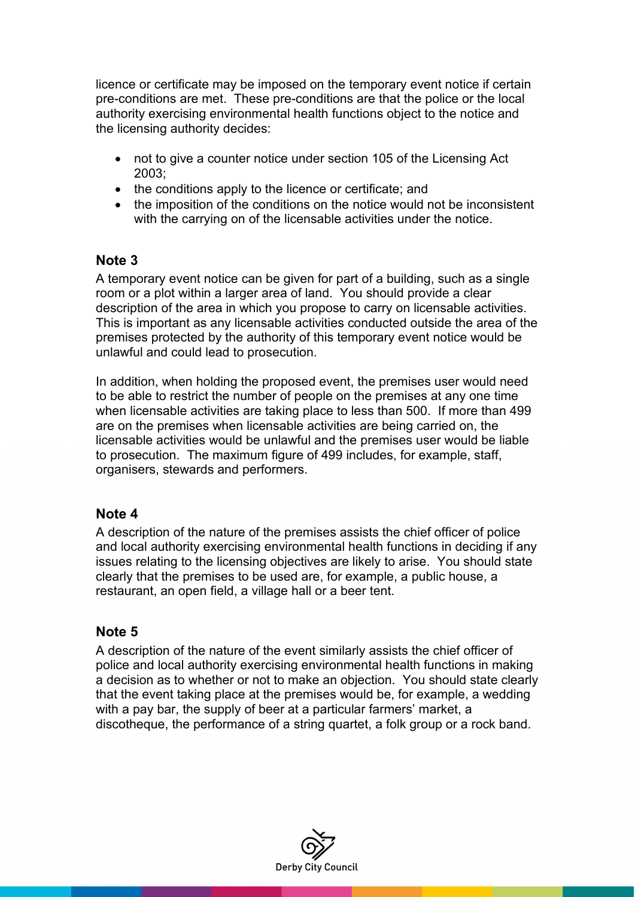licence or certificate may be imposed on the temporary event notice if certain pre-conditions are met. These pre-conditions are that the police or the local authority exercising environmental health functions object to the notice and the licensing authority decides:

- not to give a counter notice under section 105 of the Licensing Act 2003;
- the conditions apply to the licence or certificate; and
- the imposition of the conditions on the notice would not be inconsistent with the carrying on of the licensable activities under the notice.

## Note 3

A temporary event notice can be given for part of a building, such as a single room or a plot within a larger area of land. You should provide a clear description of the area in which you propose to carry on licensable activities. This is important as any licensable activities conducted outside the area of the premises protected by the authority of this temporary event notice would be unlawful and could lead to prosecution.

In addition, when holding the proposed event, the premises user would need to be able to restrict the number of people on the premises at any one time when licensable activities are taking place to less than 500. If more than 499 are on the premises when licensable activities are being carried on, the licensable activities would be unlawful and the premises user would be liable to prosecution. The maximum figure of 499 includes, for example, staff, organisers, stewards and performers.

## Note 4

A description of the nature of the premises assists the chief officer of police and local authority exercising environmental health functions in deciding if any issues relating to the licensing objectives are likely to arise. You should state clearly that the premises to be used are, for example, a public house, a restaurant, an open field, a village hall or a beer tent.

## Note 5

A description of the nature of the event similarly assists the chief officer of police and local authority exercising environmental health functions in making a decision as to whether or not to make an objection. You should state clearly that the event taking place at the premises would be, for example, a wedding with a pay bar, the supply of beer at a particular farmers' market, a discotheque, the performance of a string quartet, a folk group or a rock band.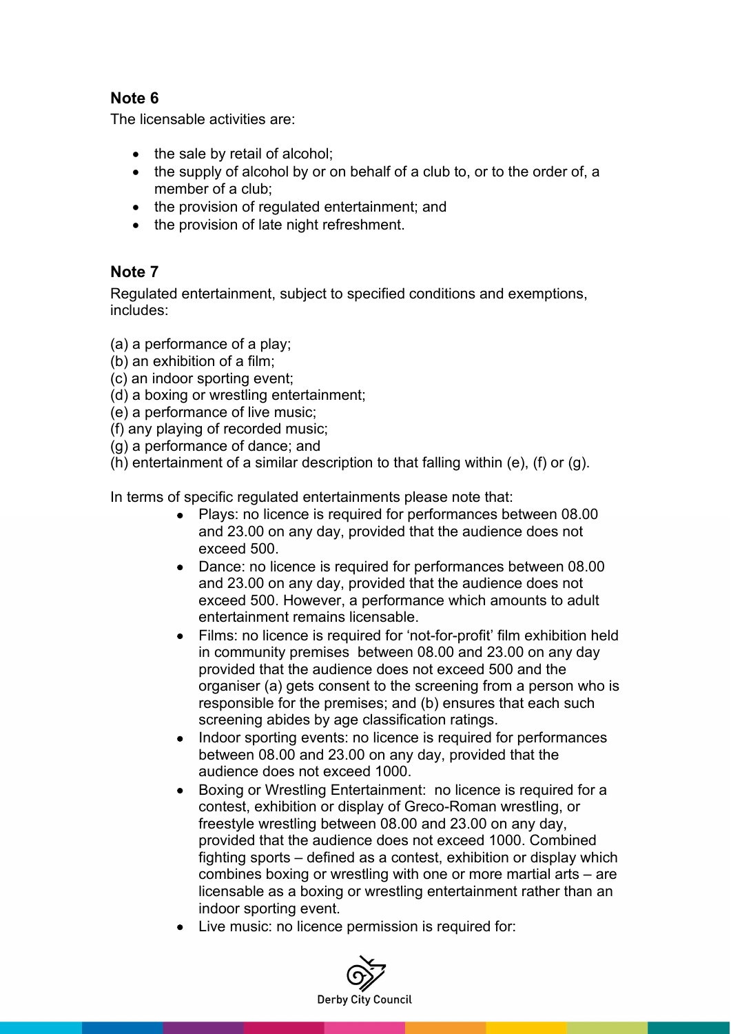## Note 6

The licensable activities are:

- the sale by retail of alcohol;
- the supply of alcohol by or on behalf of a club to, or to the order of, a member of a club;
- the provision of regulated entertainment; and
- the provision of late night refreshment.

## Note 7

Regulated entertainment, subject to specified conditions and exemptions, includes:

(a) a performance of a play;
(b) an exhibition of a film;
(c) an indoor sporting event;
(d) a boxing or wrestling entertainment;
(e) a performance of live music;
(f) any playing of recorded music;
(g) a performance of dance; and
(h) entertainment of a similar description to that falling within (e), (f) or (g).

In terms of specific regulated entertainments please note that:

- Plays: no licence is required for performances between 08.00 and 23.00 on any day, provided that the audience does not exceed 500.
- Dance: no licence is required for performances between 08.00 and 23.00 on any day, provided that the audience does not exceed 500. However, a performance which amounts to adult entertainment remains licensable.
- Films: no licence is required for 'not-for-profit' film exhibition held in community premises between 08.00 and 23.00 on any day provided that the audience does not exceed 500 and the organiser (a) gets consent to the screening from a person who is responsible for the premises; and (b) ensures that each such screening abides by age classification ratings.
- Indoor sporting events: no licence is required for performances between 08.00 and 23.00 on any day, provided that the audience does not exceed 1000.
- Boxing or Wrestling Entertainment: no licence is required for a contest, exhibition or display of Greco-Roman wrestling, or freestyle wrestling between 08.00 and 23.00 on any day, provided that the audience does not exceed 1000. Combined fighting sports – defined as a contest, exhibition or display which combines boxing or wrestling with one or more martial arts – are licensable as a boxing or wrestling entertainment rather than an indoor sporting event.
- Live music: no licence permission is required for: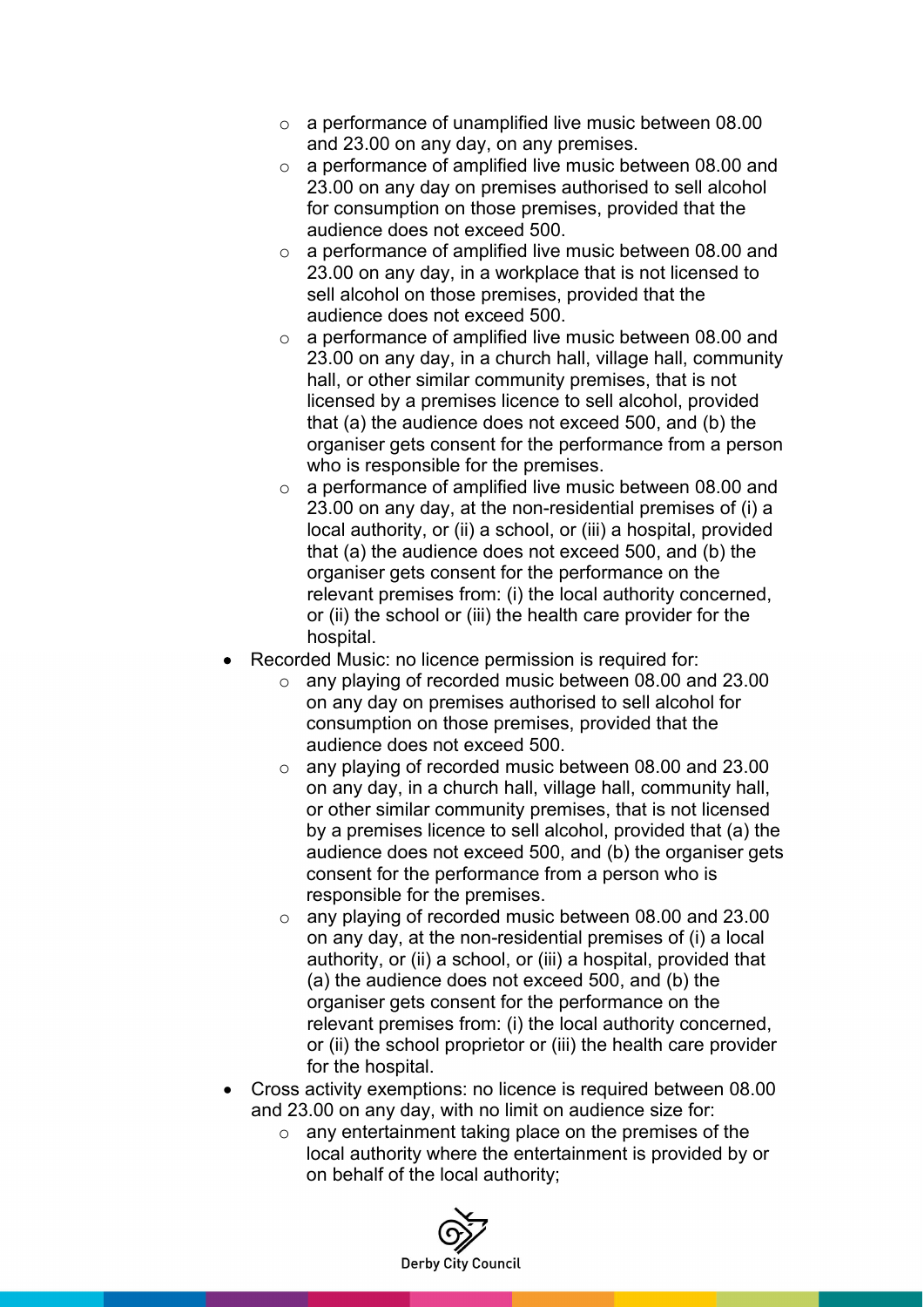- a performance of unamplified live music between 08.00 and 23.00 on any day, on any premises.
  - a performance of amplified live music between 08.00 and 23.00 on any day on premises authorised to sell alcohol for consumption on those premises, provided that the audience does not exceed 500.
  - a performance of amplified live music between 08.00 and 23.00 on any day, in a workplace that is not licensed to sell alcohol on those premises, provided that the audience does not exceed 500.
  - a performance of amplified live music between 08.00 and 23.00 on any day, in a church hall, village hall, community hall, or other similar community premises, that is not licensed by a premises licence to sell alcohol, provided that (a) the audience does not exceed 500, and (b) the organiser gets consent for the performance from a person who is responsible for the premises.
  - a performance of amplified live music between 08.00 and 23.00 on any day, at the non-residential premises of (i) a local authority, or (ii) a school, or (iii) a hospital, provided that (a) the audience does not exceed 500, and (b) the organiser gets consent for the performance on the relevant premises from: (i) the local authority concerned, or (ii) the school or (iii) the health care provider for the hospital.
- Recorded Music: no licence permission is required for:
  - any playing of recorded music between 08.00 and 23.00 on any day on premises authorised to sell alcohol for consumption on those premises, provided that the audience does not exceed 500.
  - any playing of recorded music between 08.00 and 23.00 on any day, in a church hall, village hall, community hall, or other similar community premises, that is not licensed by a premises licence to sell alcohol, provided that (a) the audience does not exceed 500, and (b) the organiser gets consent for the performance from a person who is responsible for the premises.
  - any playing of recorded music between 08.00 and 23.00 on any day, at the non-residential premises of (i) a local authority, or (ii) a school, or (iii) a hospital, provided that (a) the audience does not exceed 500, and (b) the organiser gets consent for the performance on the relevant premises from: (i) the local authority concerned, or (ii) the school proprietor or (iii) the health care provider for the hospital.
- Cross activity exemptions: no licence is required between 08.00 and 23.00 on any day, with no limit on audience size for:
  - any entertainment taking place on the premises of the local authority where the entertainment is provided by or on behalf of the local authority;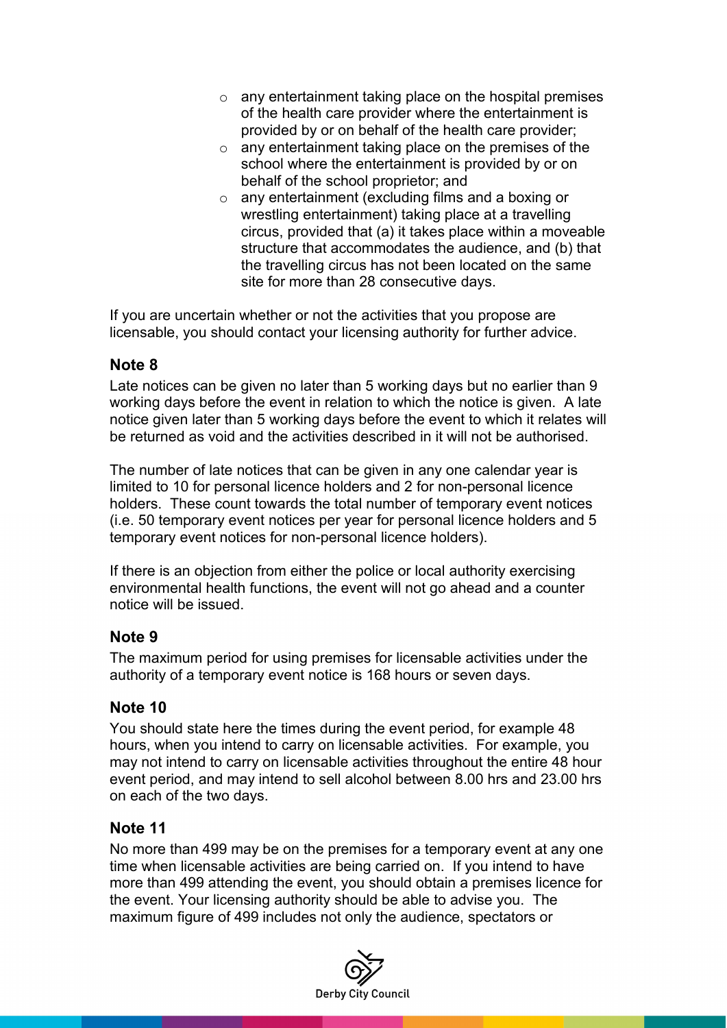- any entertainment taking place on the hospital premises of the health care provider where the entertainment is provided by or on behalf of the health care provider;
- any entertainment taking place on the premises of the school where the entertainment is provided by or on behalf of the school proprietor; and
- any entertainment (excluding films and a boxing or wrestling entertainment) taking place at a travelling circus, provided that (a) it takes place within a moveable structure that accommodates the audience, and (b) that the travelling circus has not been located on the same site for more than 28 consecutive days.

If you are uncertain whether or not the activities that you propose are licensable, you should contact your licensing authority for further advice.

### Note 8

Late notices can be given no later than 5 working days but no earlier than 9 working days before the event in relation to which the notice is given. A late notice given later than 5 working days before the event to which it relates will be returned as void and the activities described in it will not be authorised.

The number of late notices that can be given in any one calendar year is limited to 10 for personal licence holders and 2 for non-personal licence holders. These count towards the total number of temporary event notices (i.e. 50 temporary event notices per year for personal licence holders and 5 temporary event notices for non-personal licence holders).

If there is an objection from either the police or local authority exercising environmental health functions, the event will not go ahead and a counter notice will be issued.

### Note 9

The maximum period for using premises for licensable activities under the authority of a temporary event notice is 168 hours or seven days.

### Note 10

You should state here the times during the event period, for example 48 hours, when you intend to carry on licensable activities. For example, you may not intend to carry on licensable activities throughout the entire 48 hour event period, and may intend to sell alcohol between 8.00 hrs and 23.00 hrs on each of the two days.

### Note 11

No more than 499 may be on the premises for a temporary event at any one time when licensable activities are being carried on. If you intend to have more than 499 attending the event, you should obtain a premises licence for the event. Your licensing authority should be able to advise you. The maximum figure of 499 includes not only the audience, spectators or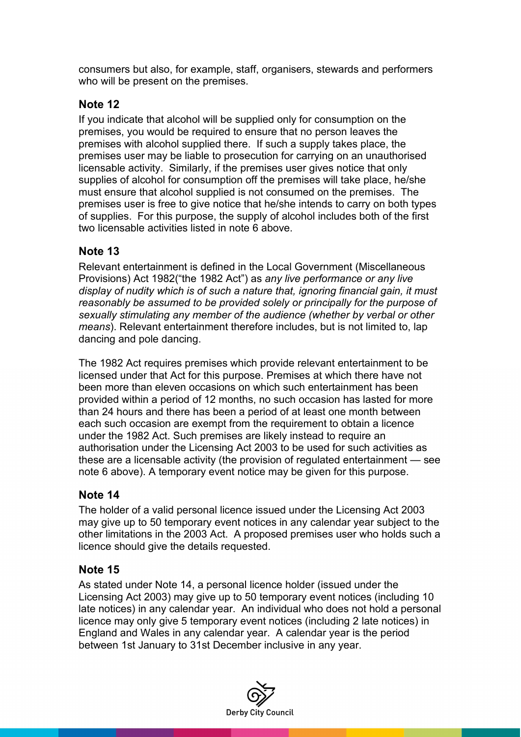consumers but also, for example, staff, organisers, stewards and performers who will be present on the premises.

### Note 12

If you indicate that alcohol will be supplied only for consumption on the premises, you would be required to ensure that no person leaves the premises with alcohol supplied there. If such a supply takes place, the premises user may be liable to prosecution for carrying on an unauthorised licensable activity. Similarly, if the premises user gives notice that only supplies of alcohol for consumption off the premises will take place, he/she must ensure that alcohol supplied is not consumed on the premises. The premises user is free to give notice that he/she intends to carry on both types of supplies. For this purpose, the supply of alcohol includes both of the first two licensable activities listed in note 6 above.

### Note 13

Relevant entertainment is defined in the Local Government (Miscellaneous Provisions) Act 1982("the 1982 Act") as *any live performance or any live display of nudity which is of such a nature that, ignoring financial gain, it must reasonably be assumed to be provided solely or principally for the purpose of sexually stimulating any member of the audience (whether by verbal or other means*). Relevant entertainment therefore includes, but is not limited to, lap dancing and pole dancing.

The 1982 Act requires premises which provide relevant entertainment to be licensed under that Act for this purpose. Premises at which there have not been more than eleven occasions on which such entertainment has been provided within a period of 12 months, no such occasion has lasted for more than 24 hours and there has been a period of at least one month between each such occasion are exempt from the requirement to obtain a licence under the 1982 Act. Such premises are likely instead to require an authorisation under the Licensing Act 2003 to be used for such activities as these are a licensable activity (the provision of regulated entertainment — see note 6 above). A temporary event notice may be given for this purpose.

### Note 14

The holder of a valid personal licence issued under the Licensing Act 2003 may give up to 50 temporary event notices in any calendar year subject to the other limitations in the 2003 Act. A proposed premises user who holds such a licence should give the details requested.

### Note 15

As stated under Note 14, a personal licence holder (issued under the Licensing Act 2003) may give up to 50 temporary event notices (including 10 late notices) in any calendar year. An individual who does not hold a personal licence may only give 5 temporary event notices (including 2 late notices) in England and Wales in any calendar year. A calendar year is the period between 1st January to 31st December inclusive in any year.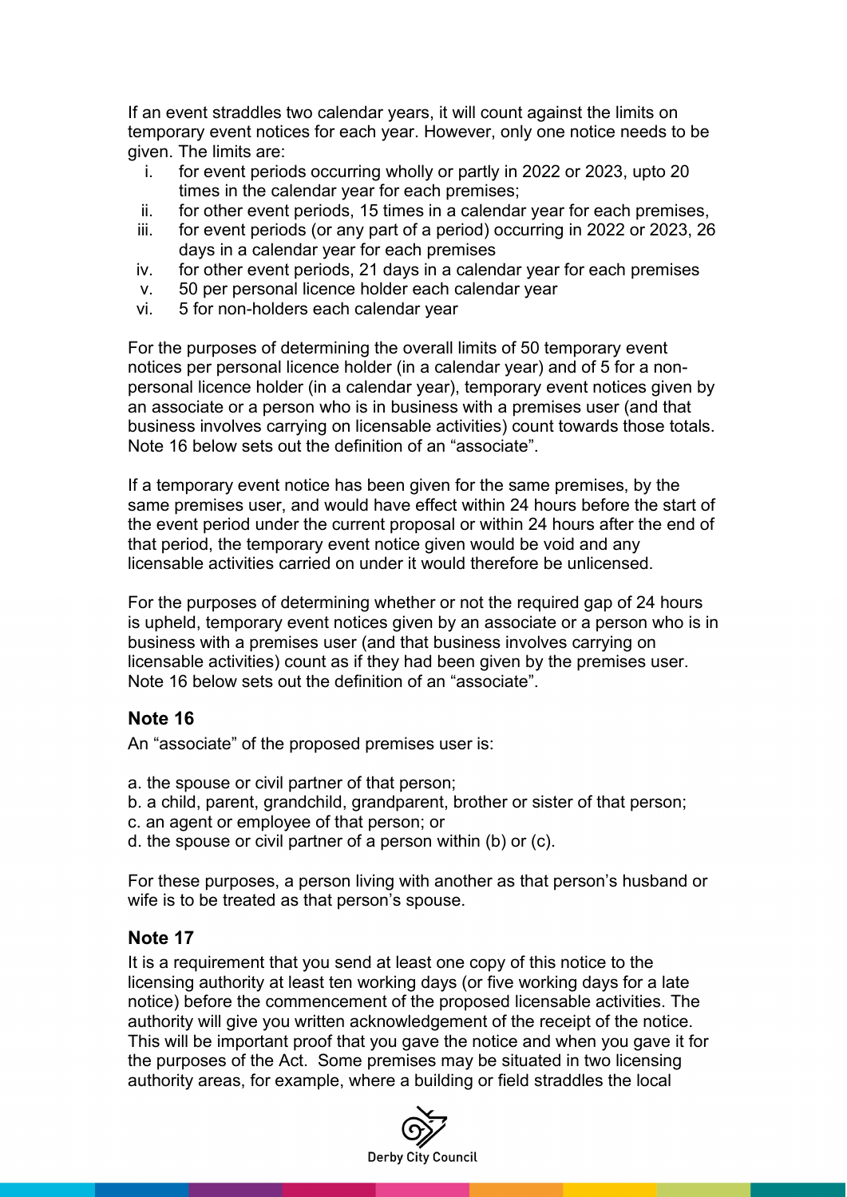If an event straddles two calendar years, it will count against the limits on temporary event notices for each year. However, only one notice needs to be given. The limits are:

i. for event periods occurring wholly or partly in 2022 or 2023, upto 20 times in the calendar year for each premises;
ii. for other event periods, 15 times in a calendar year for each premises,
iii. for event periods (or any part of a period) occurring in 2022 or 2023, 26 days in a calendar year for each premises
iv. for other event periods, 21 days in a calendar year for each premises
v. 50 per personal licence holder each calendar year
vi. 5 for non-holders each calendar year

For the purposes of determining the overall limits of 50 temporary event notices per personal licence holder (in a calendar year) and of 5 for a non-personal licence holder (in a calendar year), temporary event notices given by an associate or a person who is in business with a premises user (and that business involves carrying on licensable activities) count towards those totals. Note 16 below sets out the definition of an "associate".

If a temporary event notice has been given for the same premises, by the same premises user, and would have effect within 24 hours before the start of the event period under the current proposal or within 24 hours after the end of that period, the temporary event notice given would be void and any licensable activities carried on under it would therefore be unlicensed.

For the purposes of determining whether or not the required gap of 24 hours is upheld, temporary event notices given by an associate or a person who is in business with a premises user (and that business involves carrying on licensable activities) count as if they had been given by the premises user. Note 16 below sets out the definition of an "associate".

## Note 16

An "associate" of the proposed premises user is:

a. the spouse or civil partner of that person;
b. a child, parent, grandchild, grandparent, brother or sister of that person;
c. an agent or employee of that person; or
d. the spouse or civil partner of a person within (b) or (c).

For these purposes, a person living with another as that person's husband or wife is to be treated as that person's spouse.

## Note 17

It is a requirement that you send at least one copy of this notice to the licensing authority at least ten working days (or five working days for a late notice) before the commencement of the proposed licensable activities. The authority will give you written acknowledgement of the receipt of the notice. This will be important proof that you gave the notice and when you gave it for the purposes of the Act. Some premises may be situated in two licensing authority areas, for example, where a building or field straddles the local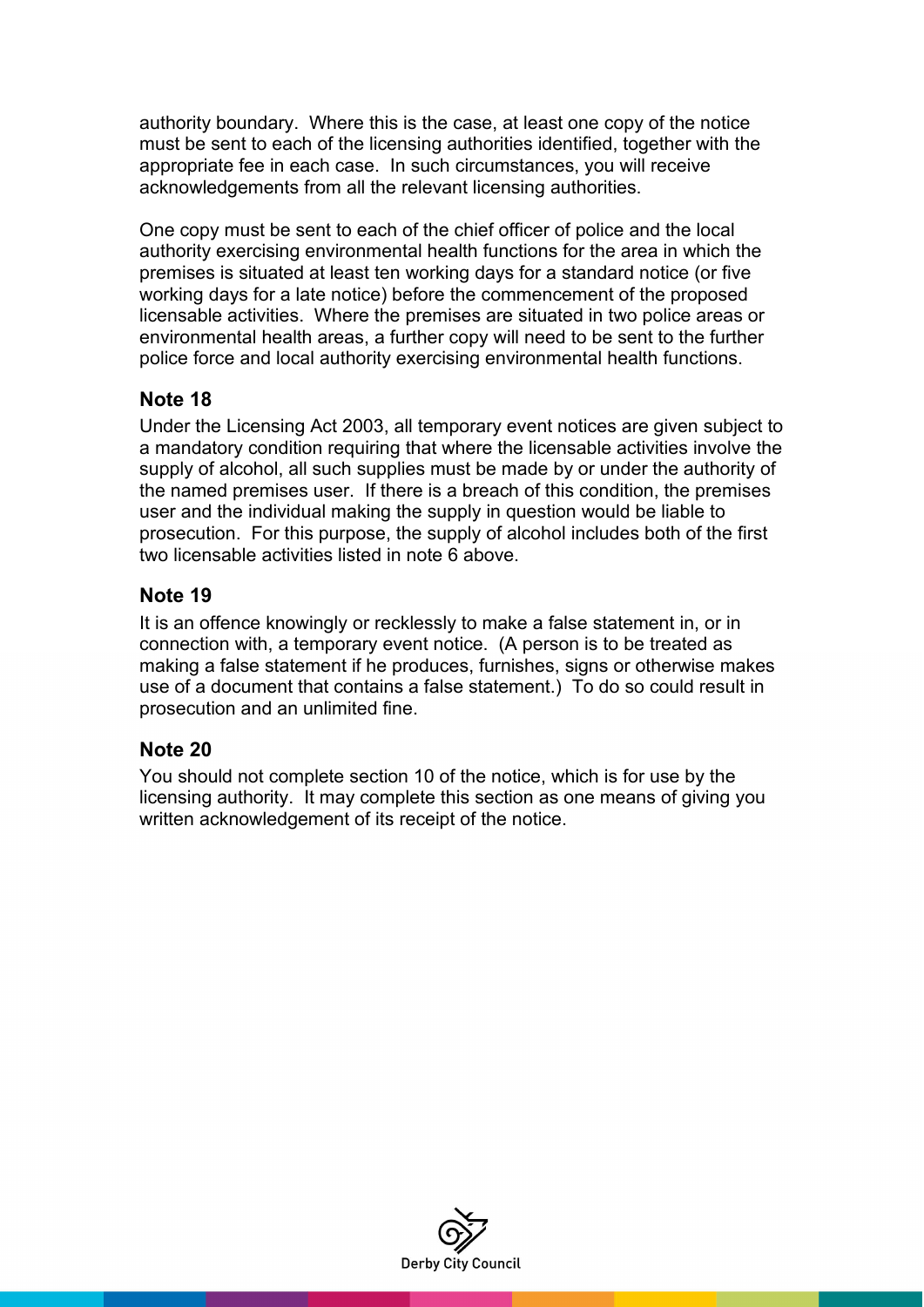authority boundary. Where this is the case, at least one copy of the notice must be sent to each of the licensing authorities identified, together with the appropriate fee in each case. In such circumstances, you will receive acknowledgements from all the relevant licensing authorities.

One copy must be sent to each of the chief officer of police and the local authority exercising environmental health functions for the area in which the premises is situated at least ten working days for a standard notice (or five working days for a late notice) before the commencement of the proposed licensable activities. Where the premises are situated in two police areas or environmental health areas, a further copy will need to be sent to the further police force and local authority exercising environmental health functions.

### Note 18

Under the Licensing Act 2003, all temporary event notices are given subject to a mandatory condition requiring that where the licensable activities involve the supply of alcohol, all such supplies must be made by or under the authority of the named premises user. If there is a breach of this condition, the premises user and the individual making the supply in question would be liable to prosecution. For this purpose, the supply of alcohol includes both of the first two licensable activities listed in note 6 above.

### Note 19

It is an offence knowingly or recklessly to make a false statement in, or in connection with, a temporary event notice. (A person is to be treated as making a false statement if he produces, furnishes, signs or otherwise makes use of a document that contains a false statement.) To do so could result in prosecution and an unlimited fine.

### Note 20

You should not complete section 10 of the notice, which is for use by the licensing authority. It may complete this section as one means of giving you written acknowledgement of its receipt of the notice.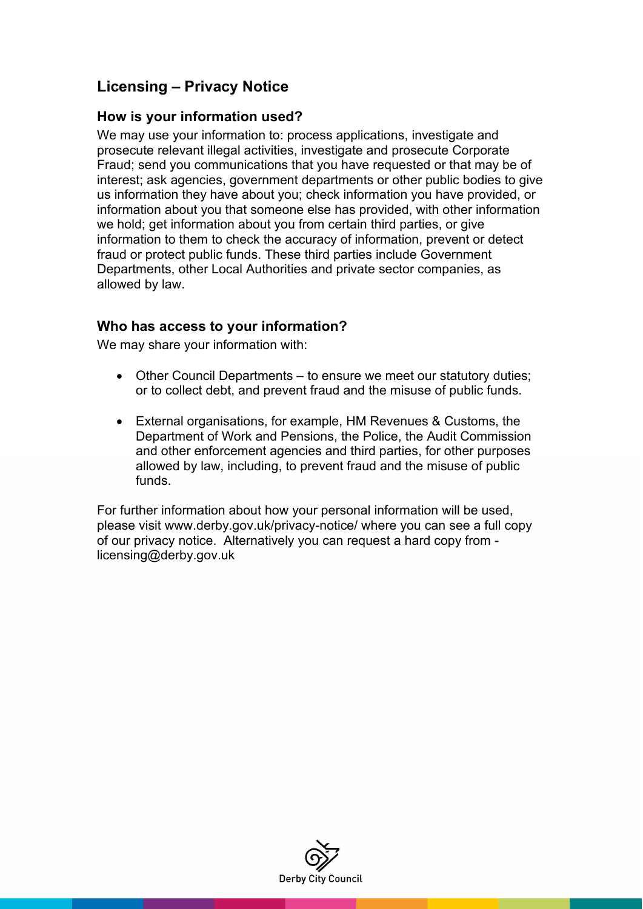## Licensing – Privacy Notice

### How is your information used?

We may use your information to: process applications, investigate and prosecute relevant illegal activities, investigate and prosecute Corporate Fraud; send you communications that you have requested or that may be of interest; ask agencies, government departments or other public bodies to give us information they have about you; check information you have provided, or information about you that someone else has provided, with other information we hold; get information about you from certain third parties, or give information to them to check the accuracy of information, prevent or detect fraud or protect public funds. These third parties include Government Departments, other Local Authorities and private sector companies, as allowed by law.

### Who has access to your information?

We may share your information with:

- Other Council Departments – to ensure we meet our statutory duties; or to collect debt, and prevent fraud and the misuse of public funds.
- External organisations, for example, HM Revenues & Customs, the Department of Work and Pensions, the Police, the Audit Commission and other enforcement agencies and third parties, for other purposes allowed by law, including, to prevent fraud and the misuse of public funds.

For further information about how your personal information will be used, please visit www.derby.gov.uk/privacy-notice/ where you can see a full copy of our privacy notice. Alternatively you can request a hard copy from - licensing@derby.gov.uk

Derby City Council